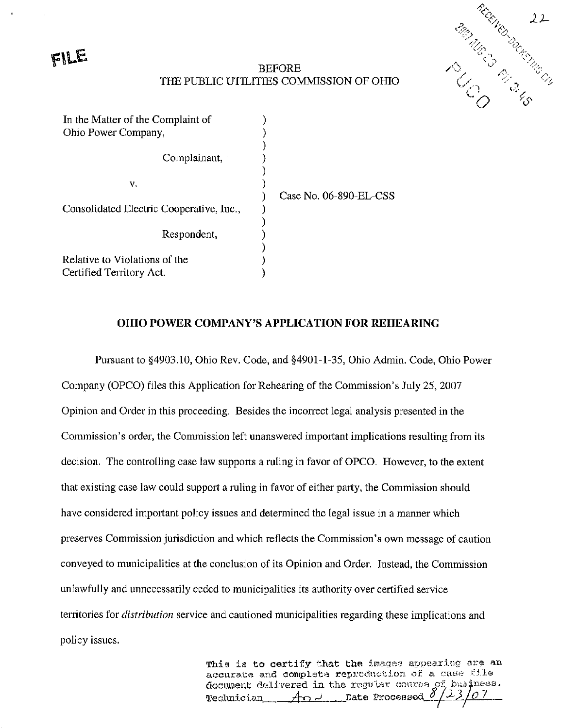FILE

BEFORE
THE PUBLIC UTILITIES COMMISSION OF OHIO

RECEIVED-DOCKETING DIV
2007 AUG 23 PM 3:45
PUCO

| | | |
|---|---|---|
| In the Matter of the Complaint of Ohio Power Company, | ) | |
| Complainant, | ) | |
| v. | ) | Case No. 06-890-EL-CSS |
| Consolidated Electric Cooperative, Inc., | ) | |
| Respondent, | ) | |
| Relative to Violations of the Certified Territory Act. | ) | |

## OHIO POWER COMPANY'S APPLICATION FOR REHEARING

Pursuant to §4903.10, Ohio Rev. Code, and §4901-1-35, Ohio Admin. Code, Ohio Power Company (OPCO) files this Application for Rehearing of the Commission's July 25, 2007 Opinion and Order in this proceeding. Besides the incorrect legal analysis presented in the Commission's order, the Commission left unanswered important implications resulting from its decision. The controlling case law supports a ruling in favor of OPCO. However, to the extent that existing case law could support a ruling in favor of either party, the Commission should have considered important policy issues and determined the legal issue in a manner which preserves Commission jurisdiction and which reflects the Commission's own message of caution conveyed to municipalities at the conclusion of its Opinion and Order. Instead, the Commission unlawfully and unnecessarily ceded to municipalities its authority over certified service territories for *distribution* service and cautioned municipalities regarding these implications and policy issues.

This is to certify that the images appearing are an accurate and complete reproduction of a case file document delivered in the regular course of business.
Technician AnJ Date Processed 8/23/07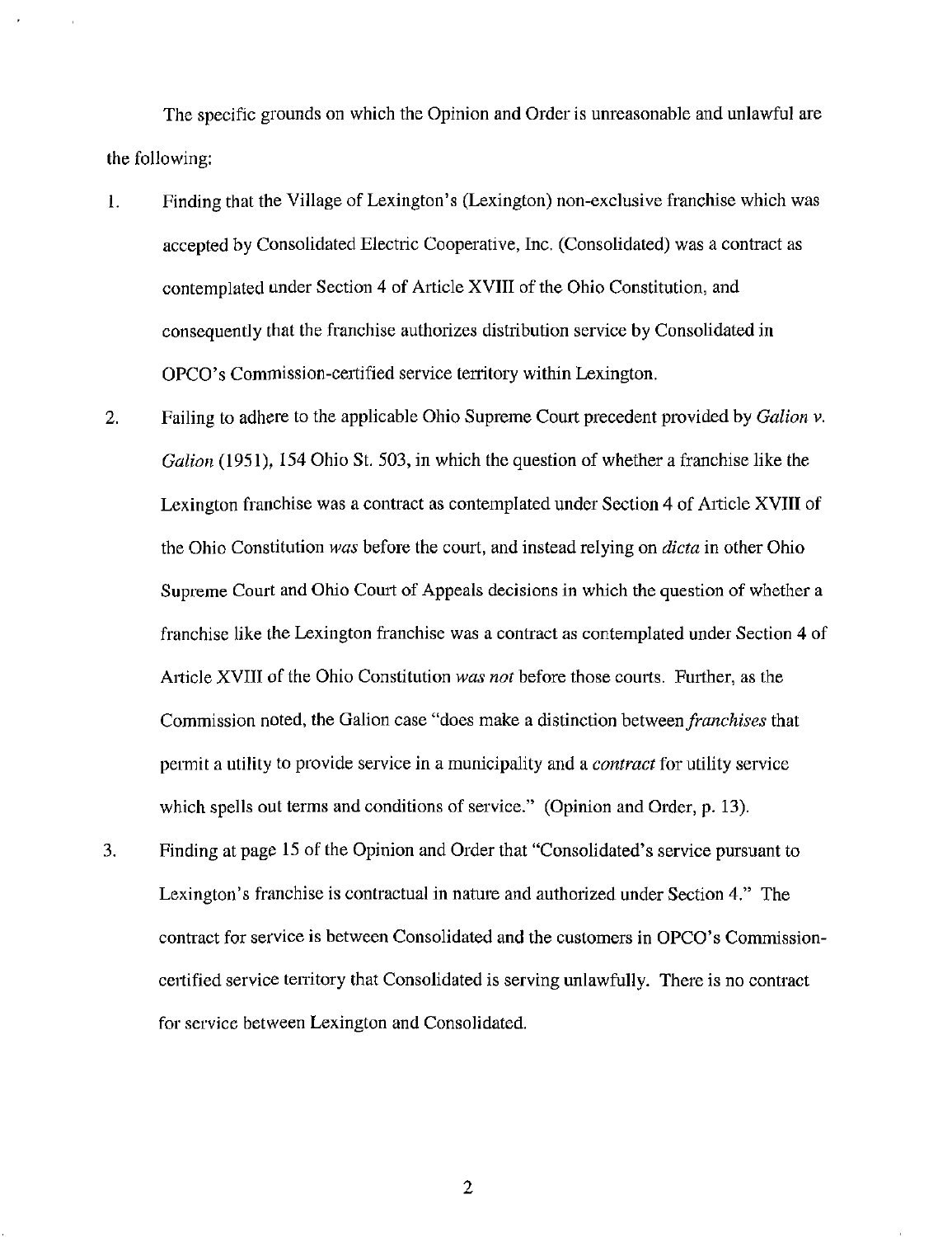The specific grounds on which the Opinion and Order is unreasonable and unlawful are the following:

1. Finding that the Village of Lexington's (Lexington) non-exclusive franchise which was accepted by Consolidated Electric Cooperative, Inc. (Consolidated) was a contract as contemplated under Section 4 of Article XVIII of the Ohio Constitution, and consequently that the franchise authorizes distribution service by Consolidated in OPCO's Commission-certified service territory within Lexington.

2. Failing to adhere to the applicable Ohio Supreme Court precedent provided by *Galion v. Galion* (1951), 154 Ohio St. 503, in which the question of whether a franchise like the Lexington franchise was a contract as contemplated under Section 4 of Article XVIII of the Ohio Constitution *was* before the court, and instead relying on *dicta* in other Ohio Supreme Court and Ohio Court of Appeals decisions in which the question of whether a franchise like the Lexington franchise was a contract as contemplated under Section 4 of Article XVIII of the Ohio Constitution *was not* before those courts. Further, as the Commission noted, the Galion case "does make a distinction between *franchises* that permit a utility to provide service in a municipality and a *contract* for utility service which spells out terms and conditions of service." (Opinion and Order, p. 13).

3. Finding at page 15 of the Opinion and Order that "Consolidated's service pursuant to Lexington's franchise is contractual in nature and authorized under Section 4." The contract for service is between Consolidated and the customers in OPCO's Commission-certified service territory that Consolidated is serving unlawfully. There is no contract for service between Lexington and Consolidated.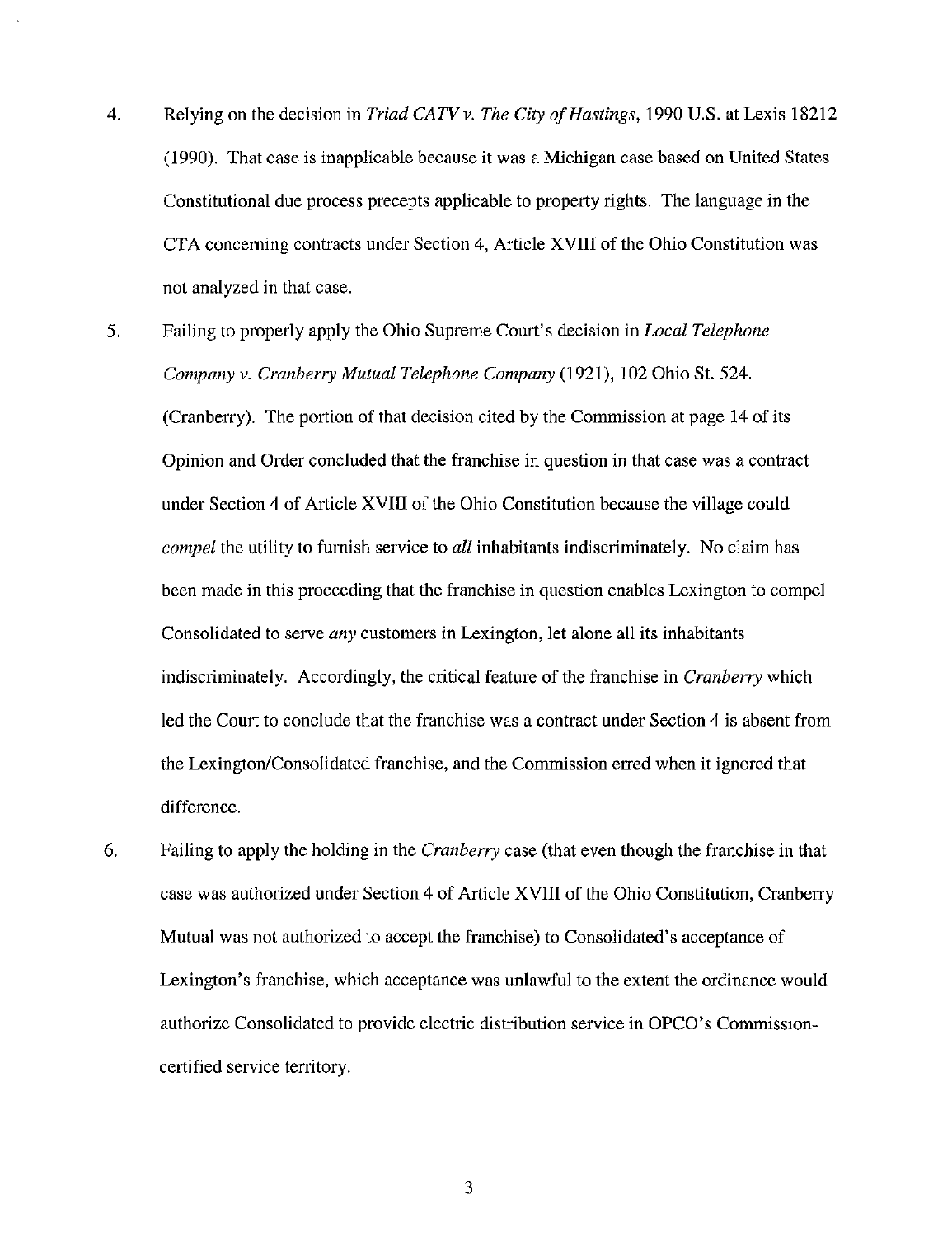4. Relying on the decision in *Triad CATV v. The City of Hastings*, 1990 U.S. at Lexis 18212 (1990). That case is inapplicable because it was a Michigan case based on United States Constitutional due process precepts applicable to property rights. The language in the CTA concerning contracts under Section 4, Article XVIII of the Ohio Constitution was not analyzed in that case.

5. Failing to properly apply the Ohio Supreme Court's decision in *Local Telephone Company v. Cranberry Mutual Telephone Company* (1921), 102 Ohio St. 524. (Cranberry). The portion of that decision cited by the Commission at page 14 of its Opinion and Order concluded that the franchise in question in that case was a contract under Section 4 of Article XVIII of the Ohio Constitution because the village could *compel* the utility to furnish service to *all* inhabitants indiscriminately. No claim has been made in this proceeding that the franchise in question enables Lexington to compel Consolidated to serve *any* customers in Lexington, let alone all its inhabitants indiscriminately. Accordingly, the critical feature of the franchise in *Cranberry* which led the Court to conclude that the franchise was a contract under Section 4 is absent from the Lexington/Consolidated franchise, and the Commission erred when it ignored that difference.

6. Failing to apply the holding in the *Cranberry* case (that even though the franchise in that case was authorized under Section 4 of Article XVIII of the Ohio Constitution, Cranberry Mutual was not authorized to accept the franchise) to Consolidated's acceptance of Lexington's franchise, which acceptance was unlawful to the extent the ordinance would authorize Consolidated to provide electric distribution service in OPCO's Commission-certified service territory.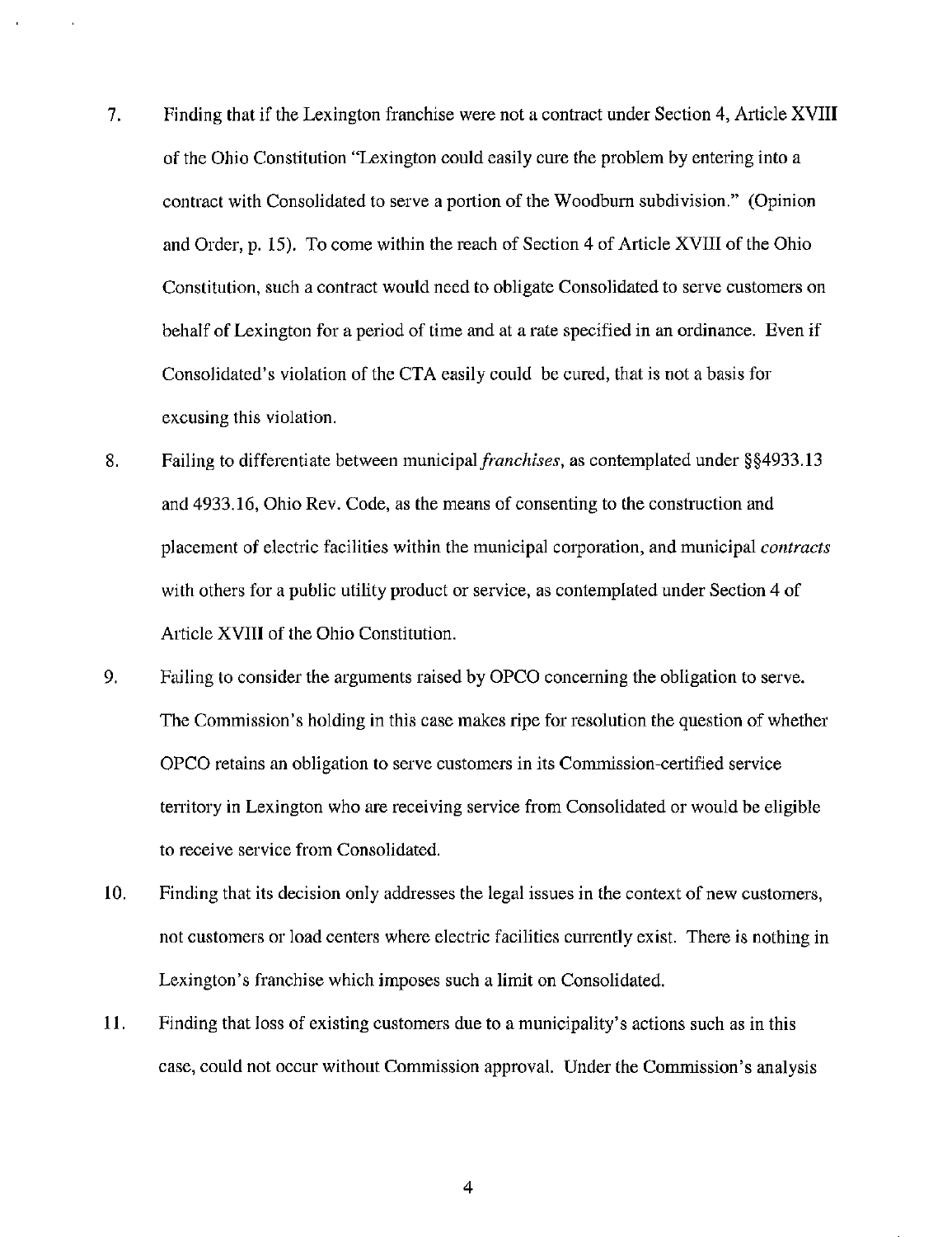7. Finding that if the Lexington franchise were not a contract under Section 4, Article XVIII of the Ohio Constitution "Lexington could easily cure the problem by entering into a contract with Consolidated to serve a portion of the Woodburn subdivision." (Opinion and Order, p. 15). To come within the reach of Section 4 of Article XVIII of the Ohio Constitution, such a contract would need to obligate Consolidated to serve customers on behalf of Lexington for a period of time and at a rate specified in an ordinance. Even if Consolidated's violation of the CTA easily could be cured, that is not a basis for excusing this violation.

8. Failing to differentiate between municipal *franchises*, as contemplated under §§4933.13 and 4933.16, Ohio Rev. Code, as the means of consenting to the construction and placement of electric facilities within the municipal corporation, and municipal *contracts* with others for a public utility product or service, as contemplated under Section 4 of Article XVIII of the Ohio Constitution.

9. Failing to consider the arguments raised by OPCO concerning the obligation to serve. The Commission's holding in this case makes ripe for resolution the question of whether OPCO retains an obligation to serve customers in its Commission-certified service territory in Lexington who are receiving service from Consolidated or would be eligible to receive service from Consolidated.

10. Finding that its decision only addresses the legal issues in the context of new customers, not customers or load centers where electric facilities currently exist. There is nothing in Lexington's franchise which imposes such a limit on Consolidated.

11. Finding that loss of existing customers due to a municipality's actions such as in this case, could not occur without Commission approval. Under the Commission's analysis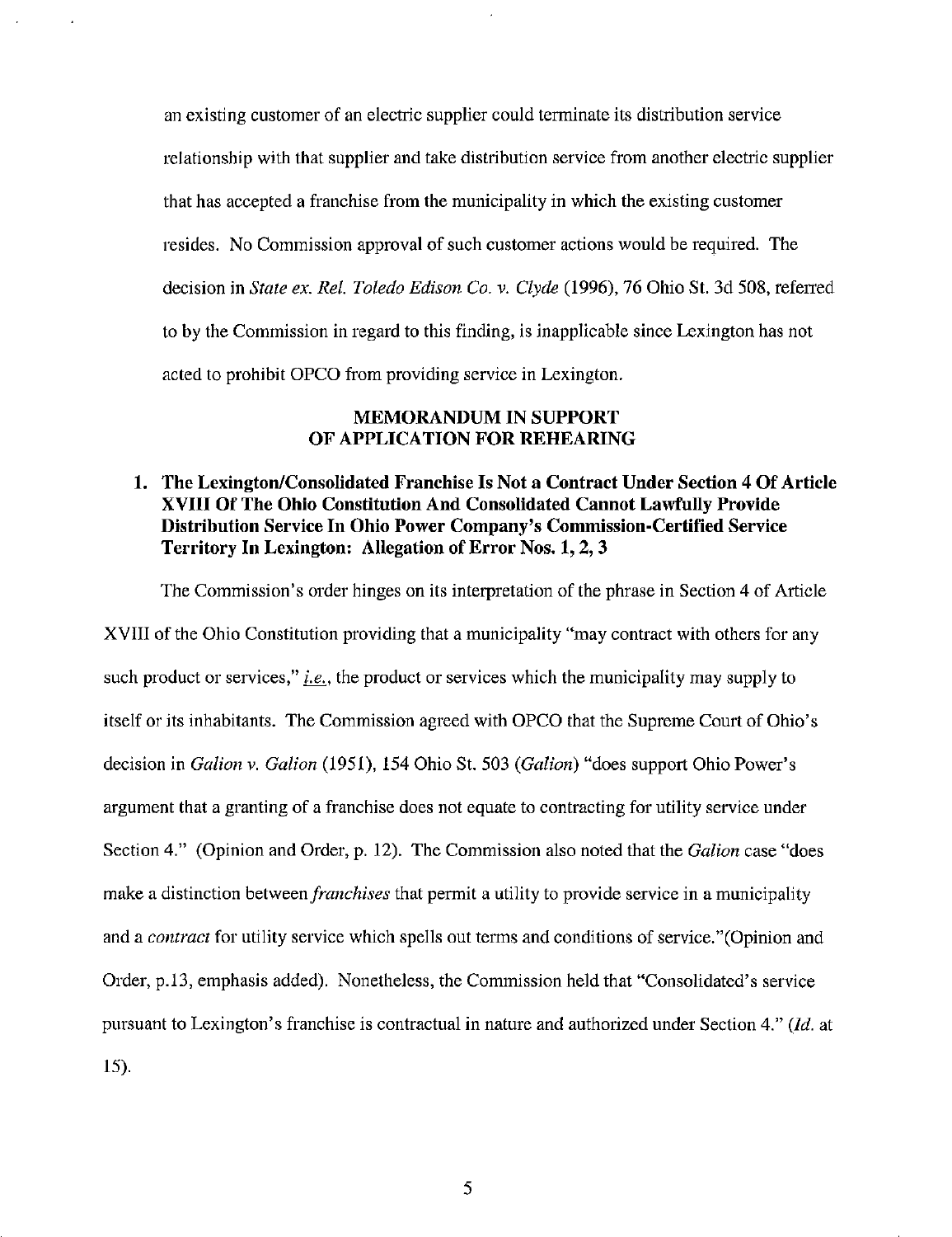an existing customer of an electric supplier could terminate its distribution service relationship with that supplier and take distribution service from another electric supplier that has accepted a franchise from the municipality in which the existing customer resides. No Commission approval of such customer actions would be required. The decision in *State ex. Rel. Toledo Edison Co. v. Clyde* (1996), 76 Ohio St. 3d 508, referred to by the Commission in regard to this finding, is inapplicable since Lexington has not acted to prohibit OPCO from providing service in Lexington.

## MEMORANDUM IN SUPPORT OF APPLICATION FOR REHEARING

### 1. The Lexington/Consolidated Franchise Is Not a Contract Under Section 4 Of Article XVIII Of The Ohio Constitution And Consolidated Cannot Lawfully Provide Distribution Service In Ohio Power Company's Commission-Certified Service Territory In Lexington: Allegation of Error Nos. 1, 2, 3

The Commission's order hinges on its interpretation of the phrase in Section 4 of Article XVIII of the Ohio Constitution providing that a municipality "may contract with others for any such product or services," *i.e.*, the product or services which the municipality may supply to itself or its inhabitants. The Commission agreed with OPCO that the Supreme Court of Ohio's decision in *Galion v. Galion* (1951), 154 Ohio St. 503 (*Galion*) "does support Ohio Power's argument that a granting of a franchise does not equate to contracting for utility service under Section 4." (Opinion and Order, p. 12). The Commission also noted that the *Galion* case "does make a distinction between *franchises* that permit a utility to provide service in a municipality and a *contract* for utility service which spells out terms and conditions of service."(Opinion and Order, p.13, emphasis added). Nonetheless, the Commission held that "Consolidated's service pursuant to Lexington's franchise is contractual in nature and authorized under Section 4." (*Id.* at 15).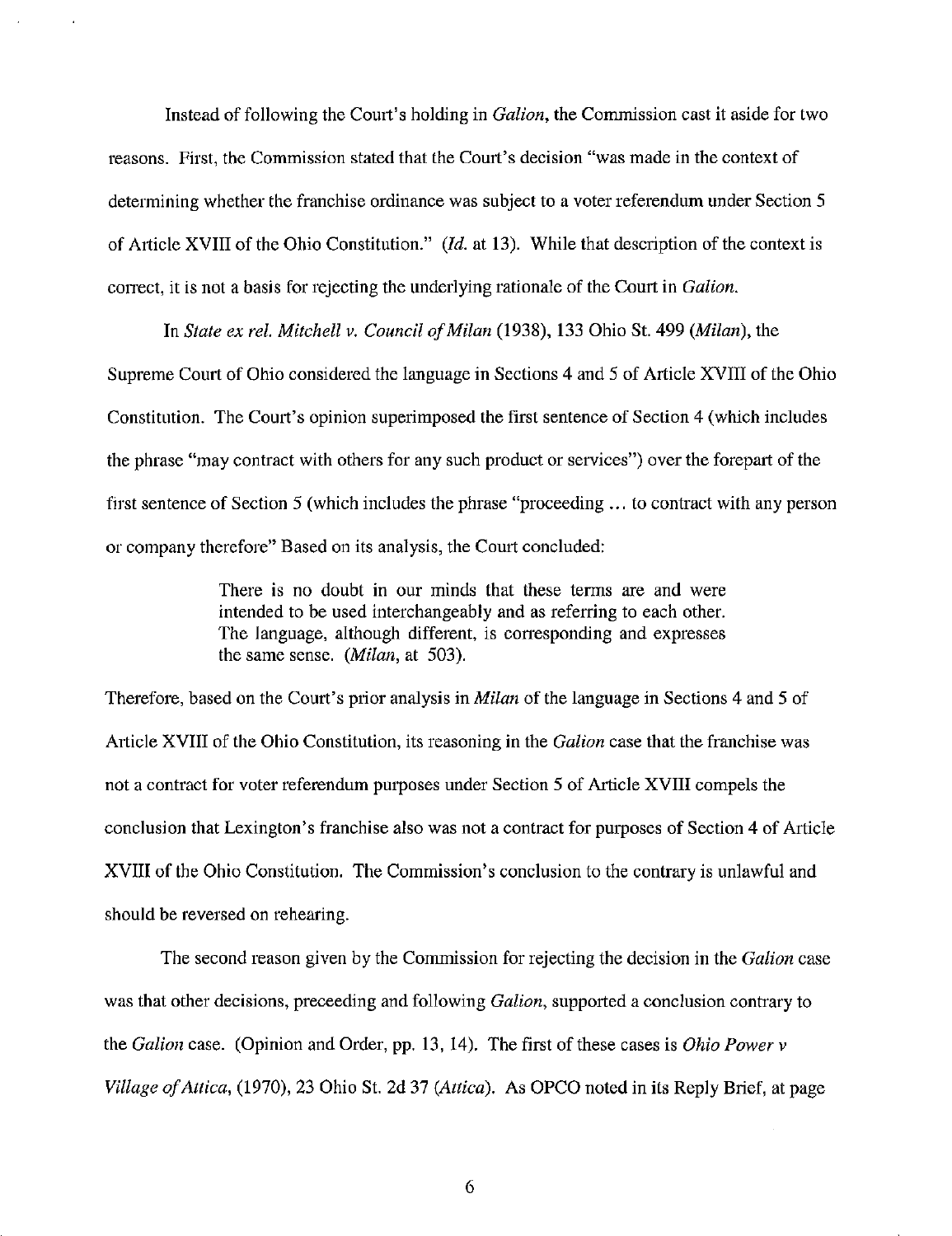Instead of following the Court's holding in *Galion*, the Commission cast it aside for two reasons. First, the Commission stated that the Court's decision "was made in the context of determining whether the franchise ordinance was subject to a voter referendum under Section 5 of Article XVIII of the Ohio Constitution." (*Id.* at 13). While that description of the context is correct, it is not a basis for rejecting the underlying rationale of the Court in *Galion*.

In *State ex rel. Mitchell v. Council of Milan* (1938), 133 Ohio St. 499 (*Milan*), the Supreme Court of Ohio considered the language in Sections 4 and 5 of Article XVIII of the Ohio Constitution. The Court's opinion superimposed the first sentence of Section 4 (which includes the phrase "may contract with others for any such product or services") over the forepart of the first sentence of Section 5 (which includes the phrase "proceeding ... to contract with any person or company therefore" Based on its analysis, the Court concluded:

> There is no doubt in our minds that these terms are and were intended to be used interchangeably and as referring to each other. The language, although different, is corresponding and expresses the same sense. (*Milan*, at 503).

Therefore, based on the Court's prior analysis in *Milan* of the language in Sections 4 and 5 of Article XVIII of the Ohio Constitution, its reasoning in the *Galion* case that the franchise was not a contract for voter referendum purposes under Section 5 of Article XVIII compels the conclusion that Lexington's franchise also was not a contract for purposes of Section 4 of Article XVIII of the Ohio Constitution. The Commission's conclusion to the contrary is unlawful and should be reversed on rehearing.

The second reason given by the Commission for rejecting the decision in the *Galion* case was that other decisions, preceeding and following *Galion*, supported a conclusion contrary to the *Galion* case. (Opinion and Order, pp. 13, 14). The first of these cases is *Ohio Power v Village of Attica*, (1970), 23 Ohio St. 2d 37 (*Attica*). As OPCO noted in its Reply Brief, at page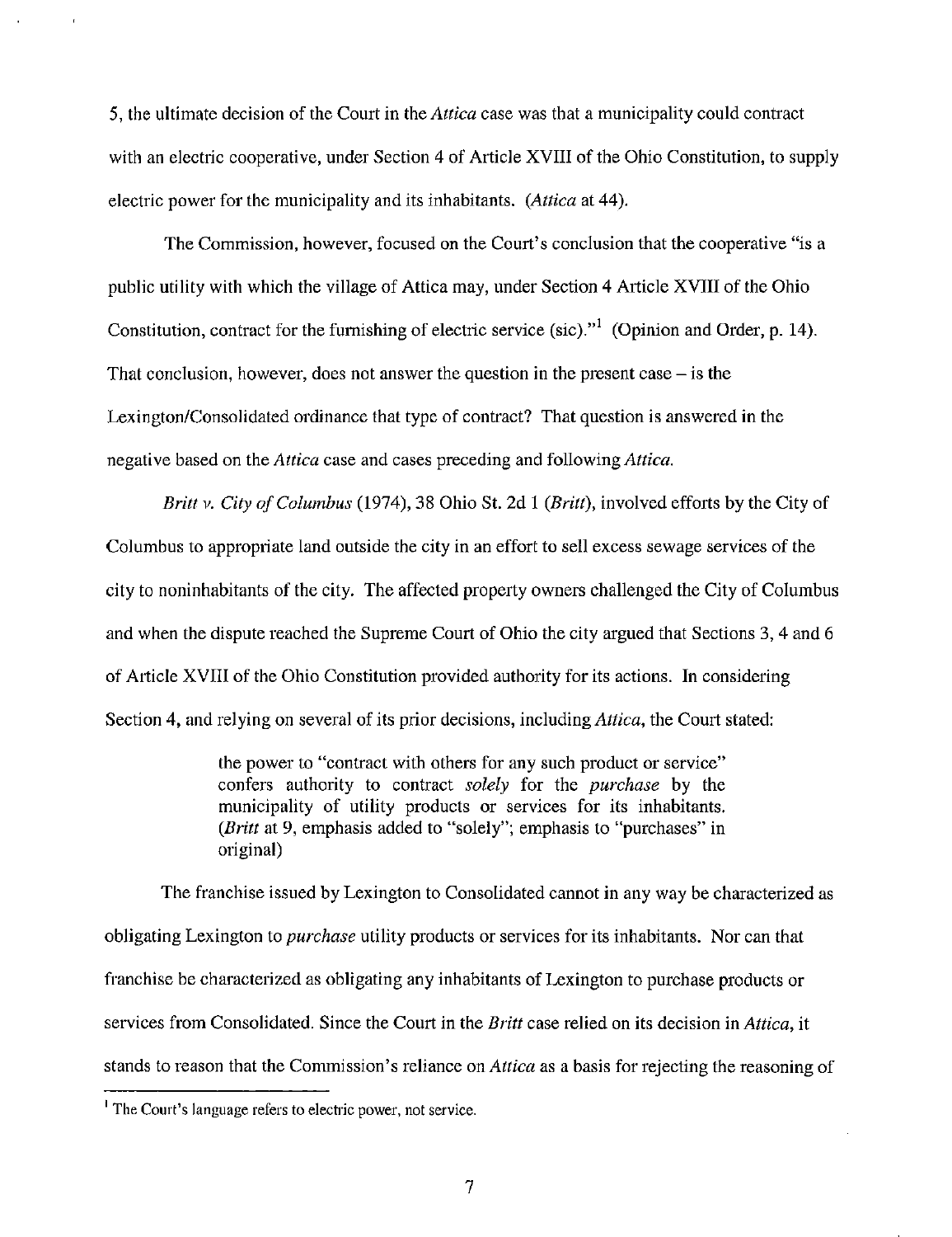5, the ultimate decision of the Court in the *Attica* case was that a municipality could contract with an electric cooperative, under Section 4 of Article XVIII of the Ohio Constitution, to supply electric power for the municipality and its inhabitants. (*Attica* at 44).

The Commission, however, focused on the Court's conclusion that the cooperative "is a public utility with which the village of Attica may, under Section 4 Article XVIII of the Ohio Constitution, contract for the furnishing of electric service (sic)."[1] (Opinion and Order, p. 14). That conclusion, however, does not answer the question in the present case – is the Lexington/Consolidated ordinance that type of contract? That question is answered in the negative based on the *Attica* case and cases preceding and following *Attica*.

*Britt v. City of Columbus* (1974), 38 Ohio St. 2d 1 (*Britt*), involved efforts by the City of Columbus to appropriate land outside the city in an effort to sell excess sewage services of the city to noninhabitants of the city. The affected property owners challenged the City of Columbus and when the dispute reached the Supreme Court of Ohio the city argued that Sections 3, 4 and 6 of Article XVIII of the Ohio Constitution provided authority for its actions. In considering Section 4, and relying on several of its prior decisions, including *Attica*, the Court stated:

> the power to "contract with others for any such product or service" confers authority to contract *solely* for the *purchase* by the municipality of utility products or services for its inhabitants. (*Britt* at 9, emphasis added to "solely"; emphasis to "purchases" in original)

The franchise issued by Lexington to Consolidated cannot in any way be characterized as obligating Lexington to *purchase* utility products or services for its inhabitants. Nor can that franchise be characterized as obligating any inhabitants of Lexington to purchase products or services from Consolidated. Since the Court in the *Britt* case relied on its decision in *Attica*, it stands to reason that the Commission's reliance on *Attica* as a basis for rejecting the reasoning of

---

[1] The Court's language refers to electric power, not service.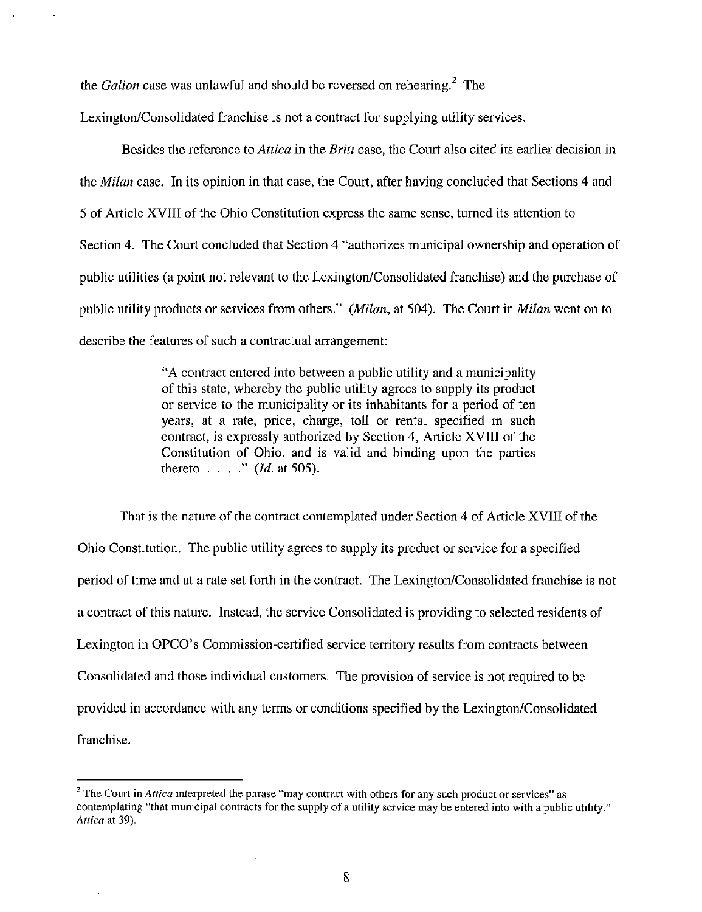the *Galion* case was unlawful and should be reversed on rehearing.[2] The Lexington/Consolidated franchise is not a contract for supplying utility services.

Besides the reference to *Attica* in the *Britt* case, the Court also cited its earlier decision in the *Milan* case. In its opinion in that case, the Court, after having concluded that Sections 4 and 5 of Article XVIII of the Ohio Constitution express the same sense, turned its attention to Section 4. The Court concluded that Section 4 "authorizes municipal ownership and operation of public utilities (a point not relevant to the Lexington/Consolidated franchise) and the purchase of public utility products or services from others." (*Milan*, at 504). The Court in *Milan* went on to describe the features of such a contractual arrangement:

> "A contract entered into between a public utility and a municipality of this state, whereby the public utility agrees to supply its product or service to the municipality or its inhabitants for a period of ten years, at a rate, price, charge, toll or rental specified in such contract, is expressly authorized by Section 4, Article XVIII of the Constitution of Ohio, and is valid and binding upon the parties thereto . . . ." (*Id.* at 505).

That is the nature of the contract contemplated under Section 4 of Article XVIII of the Ohio Constitution. The public utility agrees to supply its product or service for a specified period of time and at a rate set forth in the contract. The Lexington/Consolidated franchise is not a contract of this nature. Instead, the service Consolidated is providing to selected residents of Lexington in OPCO's Commission-certified service territory results from contracts between Consolidated and those individual customers. The provision of service is not required to be provided in accordance with any terms or conditions specified by the Lexington/Consolidated franchise.

---

[2] The Court in *Attica* interpreted the phrase "may contract with others for any such product or services" as contemplating "that municipal contracts for the supply of a utility service may be entered into with a public utility." *Attica* at 39).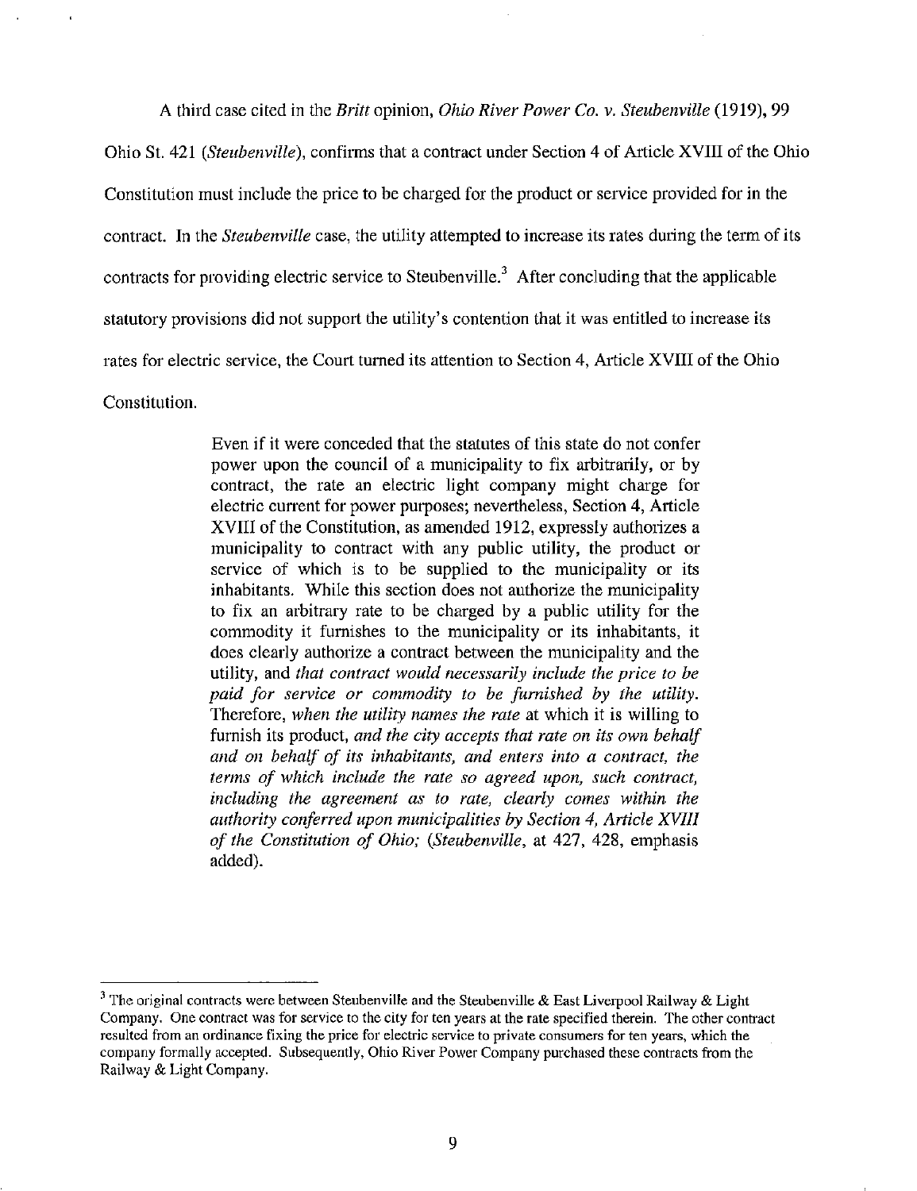A third case cited in the *Britt* opinion, *Ohio River Power Co. v. Steubenville* (1919), 99 Ohio St. 421 (*Steubenville*), confirms that a contract under Section 4 of Article XVIII of the Ohio Constitution must include the price to be charged for the product or service provided for in the contract. In the *Steubenville* case, the utility attempted to increase its rates during the term of its contracts for providing electric service to Steubenville.[3] After concluding that the applicable statutory provisions did not support the utility's contention that it was entitled to increase its rates for electric service, the Court turned its attention to Section 4, Article XVIII of the Ohio Constitution.

> Even if it were conceded that the statutes of this state do not confer power upon the council of a municipality to fix arbitrarily, or by contract, the rate an electric light company might charge for electric current for power purposes; nevertheless, Section 4, Article XVIII of the Constitution, as amended 1912, expressly authorizes a municipality to contract with any public utility, the product or service of which is to be supplied to the municipality or its inhabitants. While this section does not authorize the municipality to fix an arbitrary rate to be charged by a public utility for the commodity it furnishes to the municipality or its inhabitants, it does clearly authorize a contract between the municipality and the utility, and *that contract would necessarily include the price to be paid for service or commodity to be furnished by the utility.* Therefore, *when the utility names the rate* at which it is willing to furnish its product, *and the city accepts that rate on its own behalf and on behalf of its inhabitants, and enters into a contract, the terms of which include the rate so agreed upon, such contract, including the agreement as to rate, clearly comes within the authority conferred upon municipalities by Section 4, Article XVIII of the Constitution of Ohio;* (*Steubenville*, at 427, 428, emphasis added).

---

[3] The original contracts were between Steubenville and the Steubenville & East Liverpool Railway & Light Company. One contract was for service to the city for ten years at the rate specified therein. The other contract resulted from an ordinance fixing the price for electric service to private consumers for ten years, which the company formally accepted. Subsequently, Ohio River Power Company purchased these contracts from the Railway & Light Company.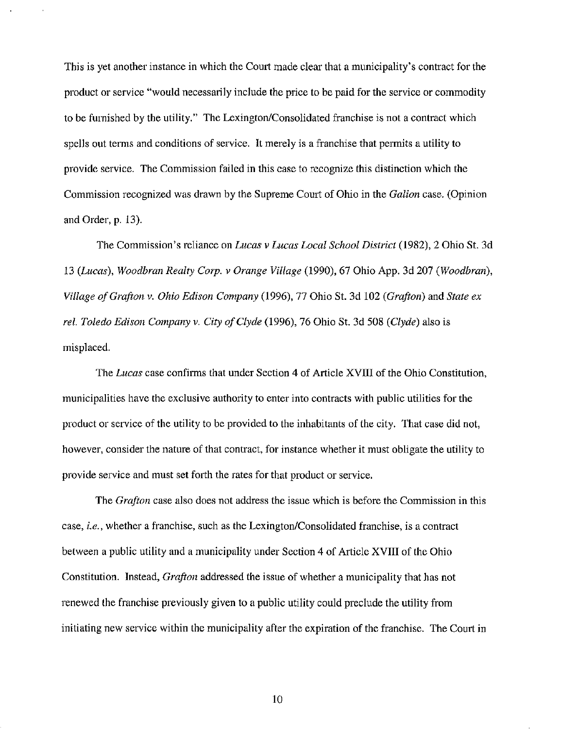This is yet another instance in which the Court made clear that a municipality's contract for the product or service "would necessarily include the price to be paid for the service or commodity to be furnished by the utility." The Lexington/Consolidated franchise is not a contract which spells out terms and conditions of service. It merely is a franchise that permits a utility to provide service. The Commission failed in this case to recognize this distinction which the Commission recognized was drawn by the Supreme Court of Ohio in the *Galion* case. (Opinion and Order, p. 13).

The Commission's reliance on *Lucas v Lucas Local School District* (1982), 2 Ohio St. 3d 13 (*Lucas*), *Woodbran Realty Corp. v Orange Village* (1990), 67 Ohio App. 3d 207 (*Woodbran*), *Village of Grafton v. Ohio Edison Company* (1996), 77 Ohio St. 3d 102 (*Grafton*) and *State ex rel. Toledo Edison Company v. City of Clyde* (1996), 76 Ohio St. 3d 508 (*Clyde*) also is misplaced.

The *Lucas* case confirms that under Section 4 of Article XVIII of the Ohio Constitution, municipalities have the exclusive authority to enter into contracts with public utilities for the product or service of the utility to be provided to the inhabitants of the city. That case did not, however, consider the nature of that contract, for instance whether it must obligate the utility to provide service and must set forth the rates for that product or service.

The *Grafton* case also does not address the issue which is before the Commission in this case, *i.e.*, whether a franchise, such as the Lexington/Consolidated franchise, is a contract between a public utility and a municipality under Section 4 of Article XVIII of the Ohio Constitution. Instead, *Grafton* addressed the issue of whether a municipality that has not renewed the franchise previously given to a public utility could preclude the utility from initiating new service within the municipality after the expiration of the franchise. The Court in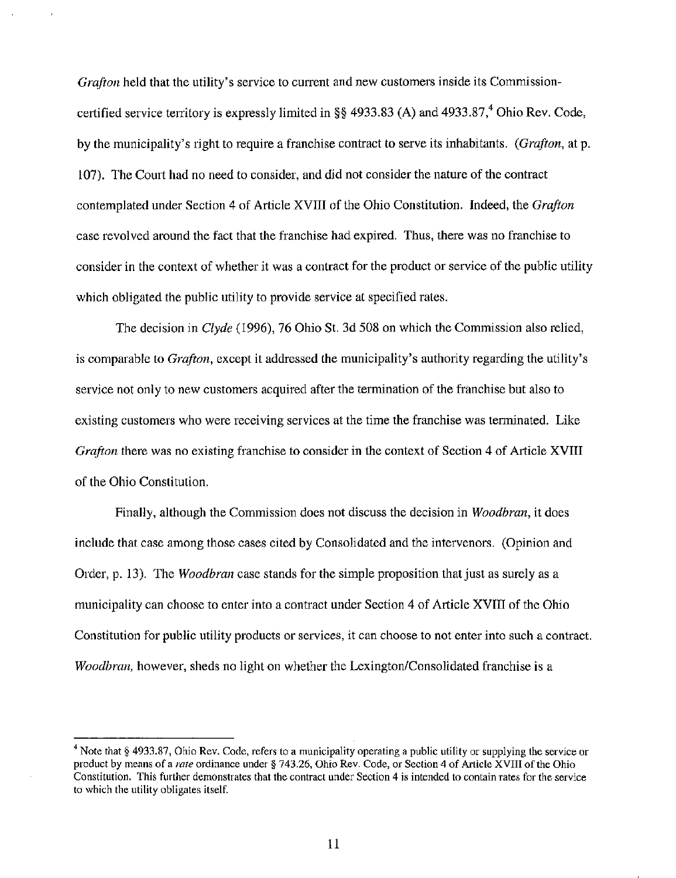*Grafton* held that the utility's service to current and new customers inside its Commission-certified service territory is expressly limited in §§ 4933.83 (A) and 4933.87,[4] Ohio Rev. Code, by the municipality's right to require a franchise contract to serve its inhabitants. (*Grafton*, at p. 107). The Court had no need to consider, and did not consider the nature of the contract contemplated under Section 4 of Article XVIII of the Ohio Constitution. Indeed, the *Grafton* case revolved around the fact that the franchise had expired. Thus, there was no franchise to consider in the context of whether it was a contract for the product or service of the public utility which obligated the public utility to provide service at specified rates.

The decision in *Clyde* (1996), 76 Ohio St. 3d 508 on which the Commission also relied, is comparable to *Grafton*, except it addressed the municipality's authority regarding the utility's service not only to new customers acquired after the termination of the franchise but also to existing customers who were receiving services at the time the franchise was terminated. Like *Grafton* there was no existing franchise to consider in the context of Section 4 of Article XVIII of the Ohio Constitution.

Finally, although the Commission does not discuss the decision in *Woodbran*, it does include that case among those cases cited by Consolidated and the intervenors. (Opinion and Order, p. 13). The *Woodbran* case stands for the simple proposition that just as surely as a municipality can choose to enter into a contract under Section 4 of Article XVIII of the Ohio Constitution for public utility products or services, it can choose to not enter into such a contract. *Woodbran*, however, sheds no light on whether the Lexington/Consolidated franchise is a

---

[4] Note that § 4933.87, Ohio Rev. Code, refers to a municipality operating a public utility or supplying the service or product by means of a *rate* ordinance under § 743.26, Ohio Rev. Code, or Section 4 of Article XVIII of the Ohio Constitution. This further demonstrates that the contract under Section 4 is intended to contain rates for the service to which the utility obligates itself.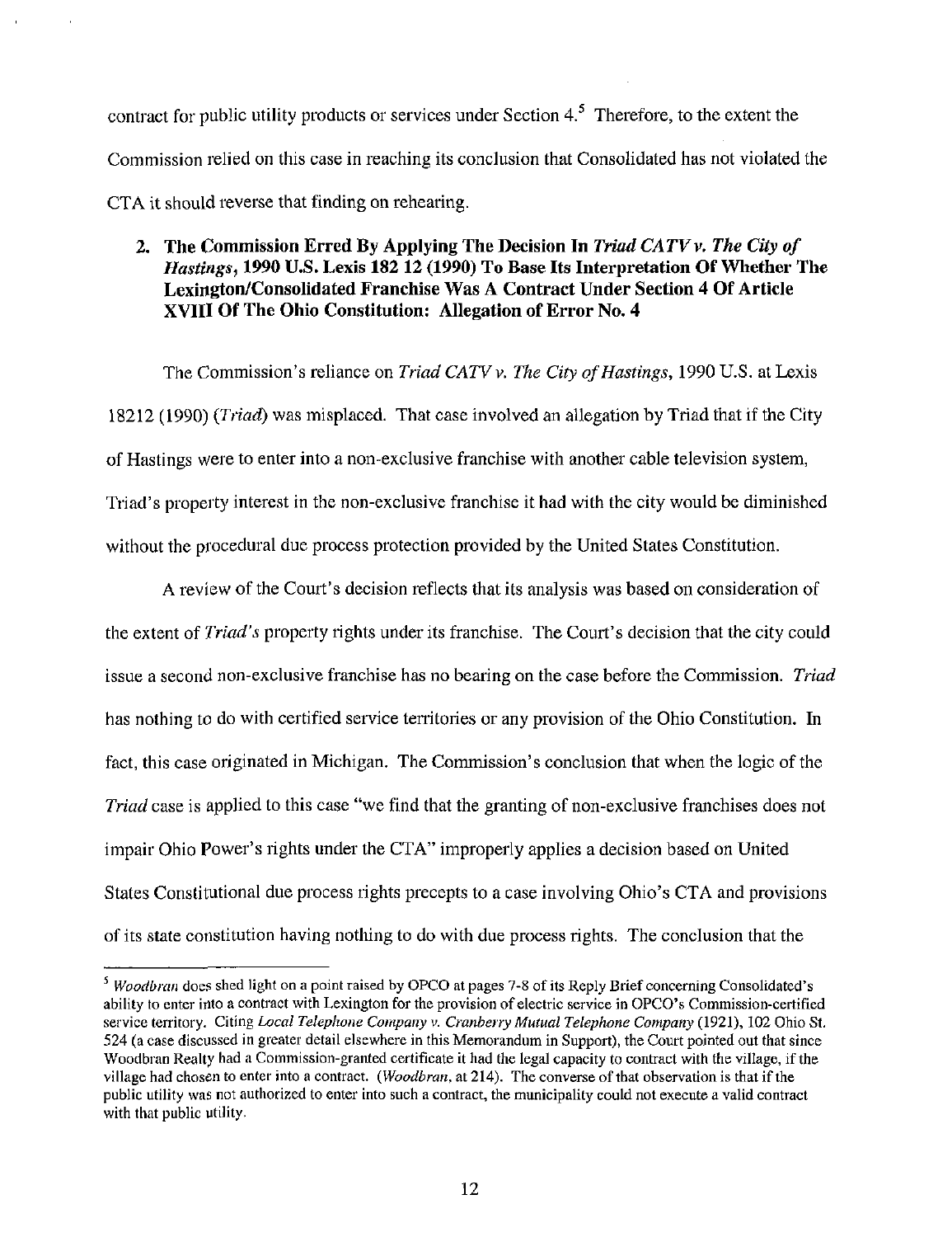contract for public utility products or services under Section 4.[5] Therefore, to the extent the Commission relied on this case in reaching its conclusion that Consolidated has not violated the CTA it should reverse that finding on rehearing.

### 2. The Commission Erred By Applying The Decision In *Triad CATV v. The City of Hastings*, 1990 U.S. Lexis 182 12 (1990) To Base Its Interpretation Of Whether The Lexington/Consolidated Franchise Was A Contract Under Section 4 Of Article XVIII Of The Ohio Constitution: Allegation of Error No. 4

The Commission's reliance on *Triad CATV v. The City of Hastings*, 1990 U.S. at Lexis 18212 (1990) (*Triad*) was misplaced. That case involved an allegation by Triad that if the City of Hastings were to enter into a non-exclusive franchise with another cable television system, Triad's property interest in the non-exclusive franchise it had with the city would be diminished without the procedural due process protection provided by the United States Constitution.

A review of the Court's decision reflects that its analysis was based on consideration of the extent of *Triad's* property rights under its franchise. The Court's decision that the city could issue a second non-exclusive franchise has no bearing on the case before the Commission. *Triad* has nothing to do with certified service territories or any provision of the Ohio Constitution. In fact, this case originated in Michigan. The Commission's conclusion that when the logic of the *Triad* case is applied to this case "we find that the granting of non-exclusive franchises does not impair Ohio Power's rights under the CTA" improperly applies a decision based on United States Constitutional due process rights precepts to a case involving Ohio's CTA and provisions of its state constitution having nothing to do with due process rights. The conclusion that the

---

[5] *Woodbran* does shed light on a point raised by OPCO at pages 7-8 of its Reply Brief concerning Consolidated's ability to enter into a contract with Lexington for the provision of electric service in OPCO's Commission-certified service territory. Citing *Local Telephone Company v. Cranberry Mutual Telephone Company* (1921), 102 Ohio St. 524 (a case discussed in greater detail elsewhere in this Memorandum in Support), the Court pointed out that since Woodbran Realty had a Commission-granted certificate it had the legal capacity to contract with the village, if the village had chosen to enter into a contract. (*Woodbran*, at 214). The converse of that observation is that if the public utility was not authorized to enter into such a contract, the municipality could not execute a valid contract with that public utility.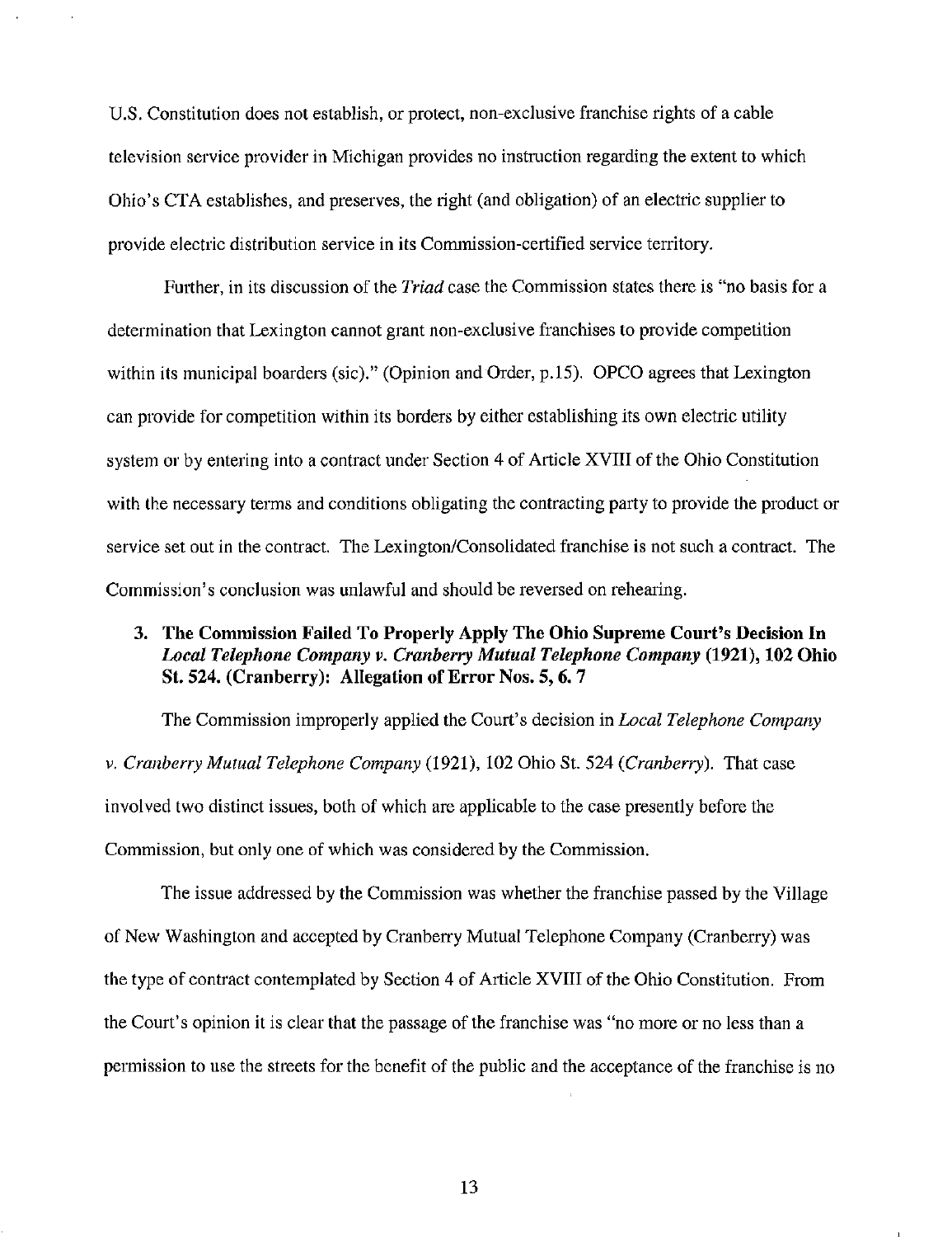U.S. Constitution does not establish, or protect, non-exclusive franchise rights of a cable television service provider in Michigan provides no instruction regarding the extent to which Ohio's CTA establishes, and preserves, the right (and obligation) of an electric supplier to provide electric distribution service in its Commission-certified service territory.

Further, in its discussion of the *Triad* case the Commission states there is "no basis for a determination that Lexington cannot grant non-exclusive franchises to provide competition within its municipal boarders (sic)." (Opinion and Order, p.15). OPCO agrees that Lexington can provide for competition within its borders by either establishing its own electric utility system or by entering into a contract under Section 4 of Article XVIII of the Ohio Constitution with the necessary terms and conditions obligating the contracting party to provide the product or service set out in the contract. The Lexington/Consolidated franchise is not such a contract. The Commission's conclusion was unlawful and should be reversed on rehearing.

### 3. The Commission Failed To Properly Apply The Ohio Supreme Court's Decision In *Local Telephone Company v. Cranberry Mutual Telephone Company* (1921), 102 Ohio St. 524. (Cranberry): Allegation of Error Nos. 5, 6. 7

The Commission improperly applied the Court's decision in *Local Telephone Company v. Cranberry Mutual Telephone Company* (1921), 102 Ohio St. 524 (*Cranberry*). That case involved two distinct issues, both of which are applicable to the case presently before the Commission, but only one of which was considered by the Commission.

The issue addressed by the Commission was whether the franchise passed by the Village of New Washington and accepted by Cranberry Mutual Telephone Company (Cranberry) was the type of contract contemplated by Section 4 of Article XVIII of the Ohio Constitution. From the Court's opinion it is clear that the passage of the franchise was "no more or no less than a permission to use the streets for the benefit of the public and the acceptance of the franchise is no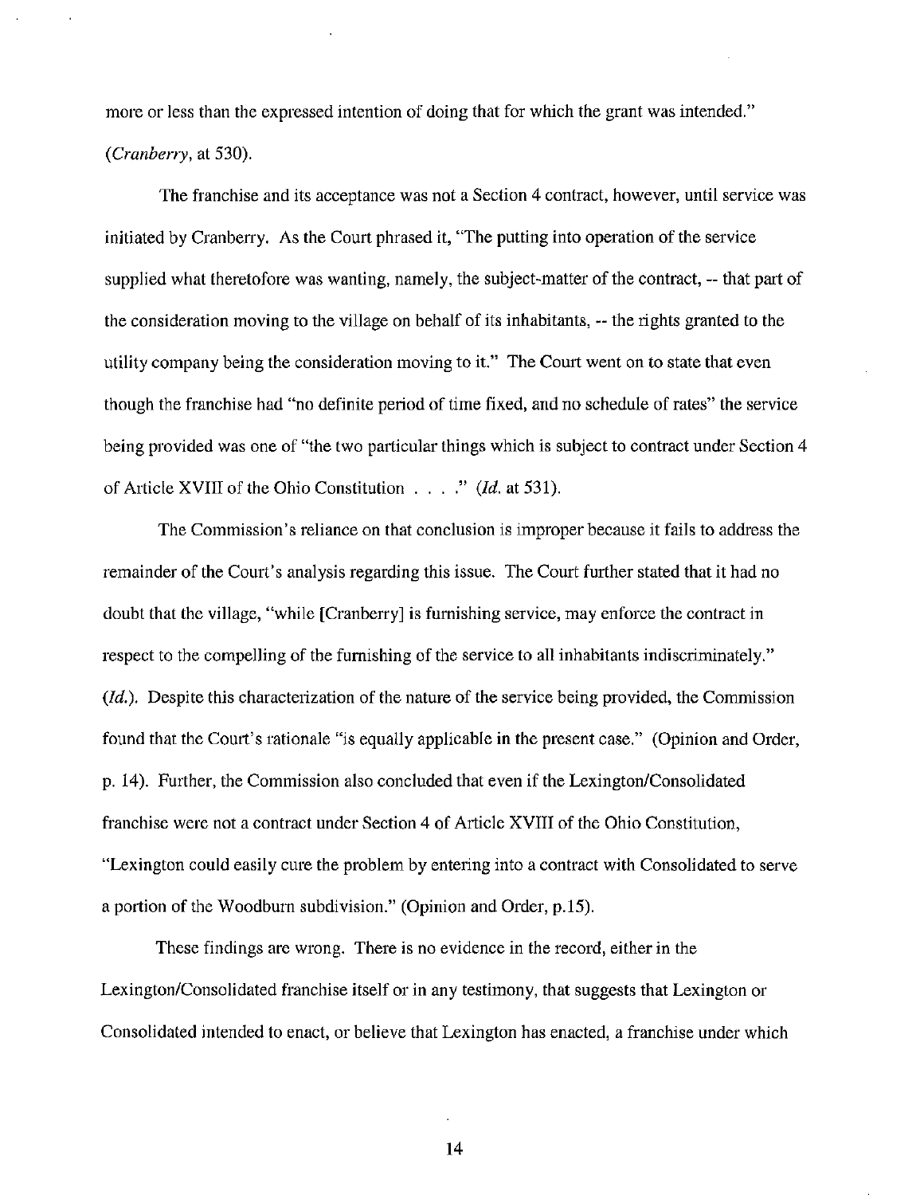more or less than the expressed intention of doing that for which the grant was intended." (*Cranberry*, at 530).

The franchise and its acceptance was not a Section 4 contract, however, until service was initiated by Cranberry. As the Court phrased it, "The putting into operation of the service supplied what theretofore was wanting, namely, the subject-matter of the contract, -- that part of the consideration moving to the village on behalf of its inhabitants, -- the rights granted to the utility company being the consideration moving to it." The Court went on to state that even though the franchise had "no definite period of time fixed, and no schedule of rates" the service being provided was one of "the two particular things which is subject to contract under Section 4 of Article XVIII of the Ohio Constitution . . . ." (*Id.* at 531).

The Commission's reliance on that conclusion is improper because it fails to address the remainder of the Court's analysis regarding this issue. The Court further stated that it had no doubt that the village, "while [Cranberry] is furnishing service, may enforce the contract in respect to the compelling of the furnishing of the service to all inhabitants indiscriminately." (*Id.*). Despite this characterization of the nature of the service being provided, the Commission found that the Court's rationale "is equally applicable in the present case." (Opinion and Order, p. 14). Further, the Commission also concluded that even if the Lexington/Consolidated franchise were not a contract under Section 4 of Article XVIII of the Ohio Constitution, "Lexington could easily cure the problem by entering into a contract with Consolidated to serve a portion of the Woodburn subdivision." (Opinion and Order, p.15).

These findings are wrong. There is no evidence in the record, either in the Lexington/Consolidated franchise itself or in any testimony, that suggests that Lexington or Consolidated intended to enact, or believe that Lexington has enacted, a franchise under which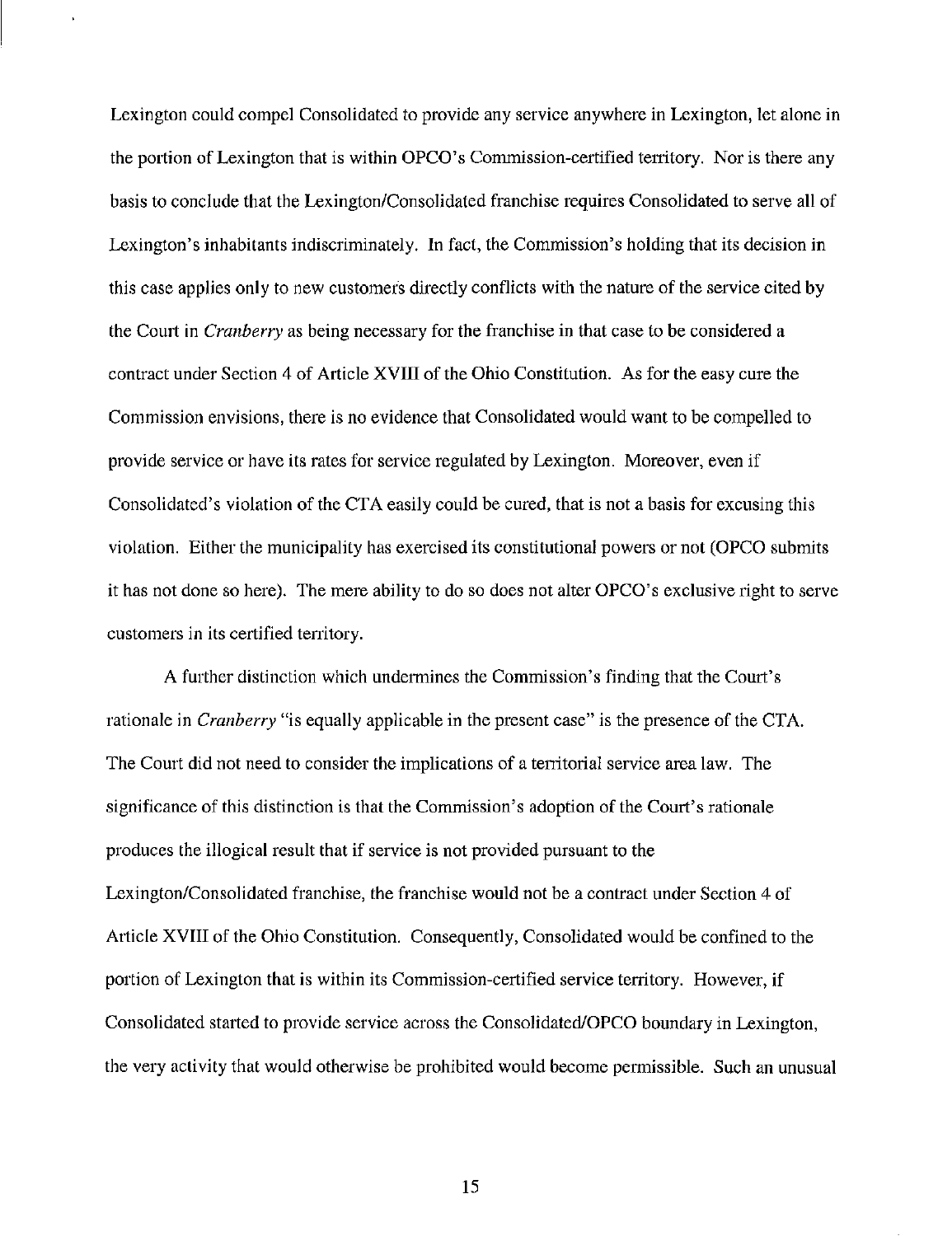Lexington could compel Consolidated to provide any service anywhere in Lexington, let alone in the portion of Lexington that is within OPCO's Commission-certified territory. Nor is there any basis to conclude that the Lexington/Consolidated franchise requires Consolidated to serve all of Lexington's inhabitants indiscriminately. In fact, the Commission's holding that its decision in this case applies only to new customers directly conflicts with the nature of the service cited by the Court in *Cranberry* as being necessary for the franchise in that case to be considered a contract under Section 4 of Article XVIII of the Ohio Constitution. As for the easy cure the Commission envisions, there is no evidence that Consolidated would want to be compelled to provide service or have its rates for service regulated by Lexington. Moreover, even if Consolidated's violation of the CTA easily could be cured, that is not a basis for excusing this violation. Either the municipality has exercised its constitutional powers or not (OPCO submits it has not done so here). The mere ability to do so does not alter OPCO's exclusive right to serve customers in its certified territory.

A further distinction which undermines the Commission's finding that the Court's rationale in *Cranberry* "is equally applicable in the present case" is the presence of the CTA. The Court did not need to consider the implications of a territorial service area law. The significance of this distinction is that the Commission's adoption of the Court's rationale produces the illogical result that if service is not provided pursuant to the Lexington/Consolidated franchise, the franchise would not be a contract under Section 4 of Article XVIII of the Ohio Constitution. Consequently, Consolidated would be confined to the portion of Lexington that is within its Commission-certified service territory. However, if Consolidated started to provide service across the Consolidated/OPCO boundary in Lexington, the very activity that would otherwise be prohibited would become permissible. Such an unusual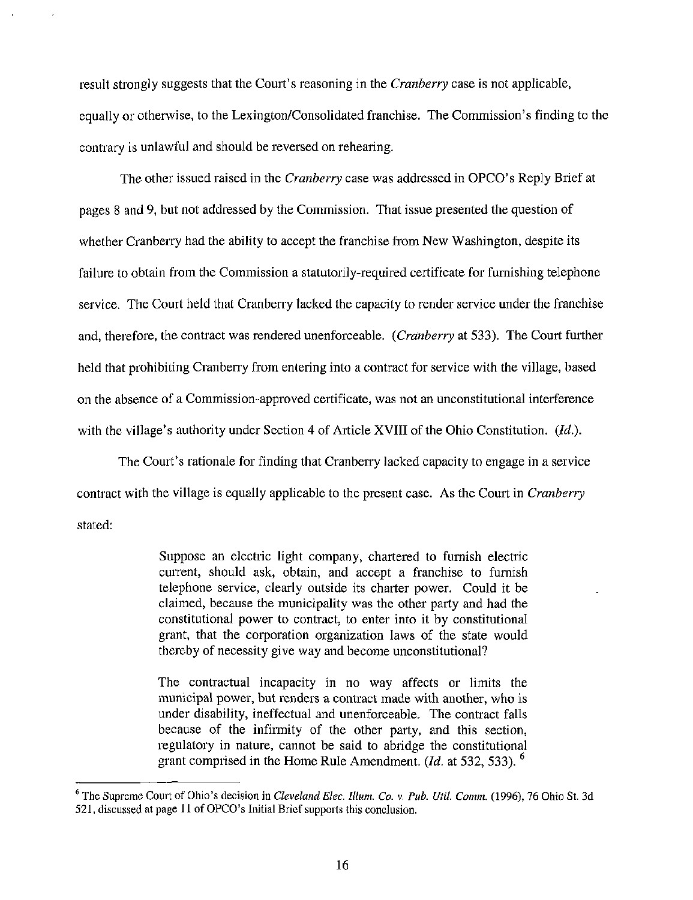result strongly suggests that the Court's reasoning in the *Cranberry* case is not applicable, equally or otherwise, to the Lexington/Consolidated franchise. The Commission's finding to the contrary is unlawful and should be reversed on rehearing.

The other issued raised in the *Cranberry* case was addressed in OPCO's Reply Brief at pages 8 and 9, but not addressed by the Commission. That issue presented the question of whether Cranberry had the ability to accept the franchise from New Washington, despite its failure to obtain from the Commission a statutorily-required certificate for furnishing telephone service. The Court held that Cranberry lacked the capacity to render service under the franchise and, therefore, the contract was rendered unenforceable. (*Cranberry* at 533). The Court further held that prohibiting Cranberry from entering into a contract for service with the village, based on the absence of a Commission-approved certificate, was not an unconstitutional interference with the village's authority under Section 4 of Article XVIII of the Ohio Constitution. (*Id.*).

The Court's rationale for finding that Cranberry lacked capacity to engage in a service contract with the village is equally applicable to the present case. As the Court in *Cranberry* stated:

> Suppose an electric light company, chartered to furnish electric current, should ask, obtain, and accept a franchise to furnish telephone service, clearly outside its charter power. Could it be claimed, because the municipality was the other party and had the constitutional power to contract, to enter into it by constitutional grant, that the corporation organization laws of the state would thereby of necessity give way and become unconstitutional?
>
> The contractual incapacity in no way affects or limits the municipal power, but renders a contract made with another, who is under disability, ineffectual and unenforceable. The contract falls because of the infirmity of the other party, and this section, regulatory in nature, cannot be said to abridge the constitutional grant comprised in the Home Rule Amendment. (*Id.* at 532, 533). [6]

---

[6] The Supreme Court of Ohio's decision in *Cleveland Elec. Illum. Co. v. Pub. Util. Comm.* (1996), 76 Ohio St. 3d 521, discussed at page 11 of OPCO's Initial Brief supports this conclusion.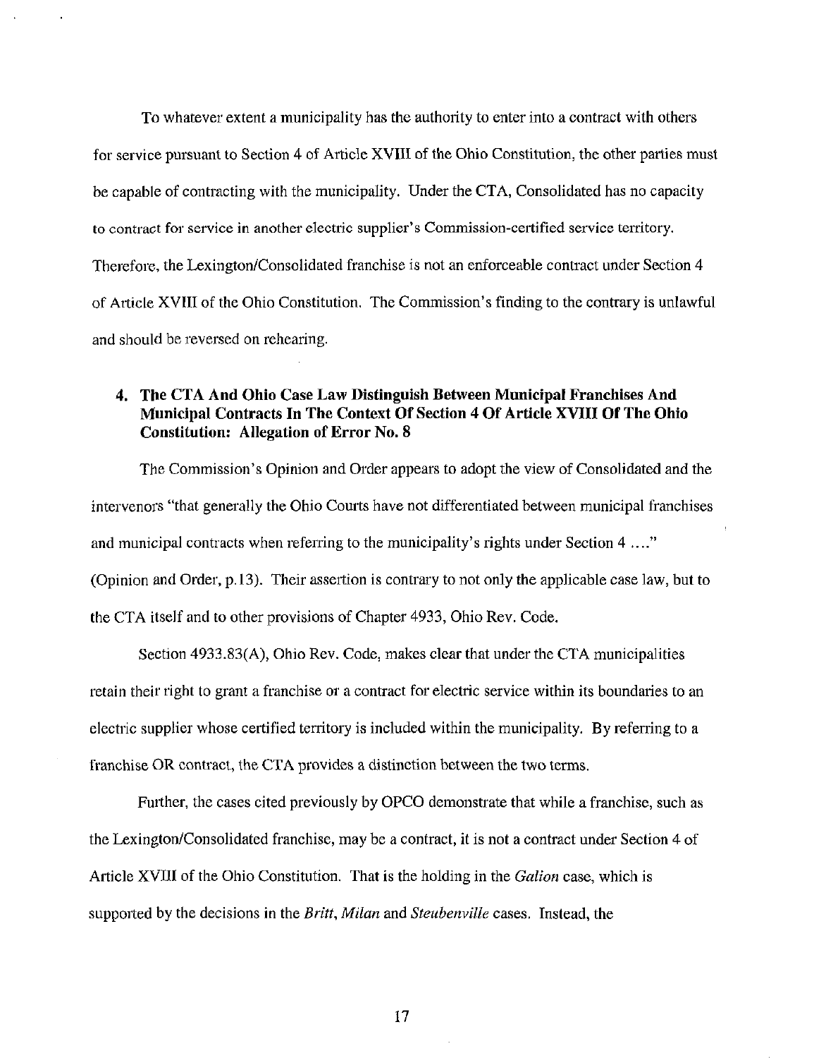To whatever extent a municipality has the authority to enter into a contract with others for service pursuant to Section 4 of Article XVIII of the Ohio Constitution, the other parties must be capable of contracting with the municipality. Under the CTA, Consolidated has no capacity to contract for service in another electric supplier's Commission-certified service territory. Therefore, the Lexington/Consolidated franchise is not an enforceable contract under Section 4 of Article XVIII of the Ohio Constitution. The Commission's finding to the contrary is unlawful and should be reversed on rehearing.

### 4. The CTA And Ohio Case Law Distinguish Between Municipal Franchises And Municipal Contracts In The Context Of Section 4 Of Article XVIII Of The Ohio Constitution: Allegation of Error No. 8

The Commission's Opinion and Order appears to adopt the view of Consolidated and the intervenors "that generally the Ohio Courts have not differentiated between municipal franchises and municipal contracts when referring to the municipality's rights under Section 4 ...." (Opinion and Order, p.13). Their assertion is contrary to not only the applicable case law, but to the CTA itself and to other provisions of Chapter 4933, Ohio Rev. Code.

Section 4933.83(A), Ohio Rev. Code, makes clear that under the CTA municipalities retain their right to grant a franchise or a contract for electric service within its boundaries to an electric supplier whose certified territory is included within the municipality. By referring to a franchise OR contract, the CTA provides a distinction between the two terms.

Further, the cases cited previously by OPCO demonstrate that while a franchise, such as the Lexington/Consolidated franchise, may be a contract, it is not a contract under Section 4 of Article XVIII of the Ohio Constitution. That is the holding in the *Galion* case, which is supported by the decisions in the *Britt*, *Milan* and *Steubenville* cases. Instead, the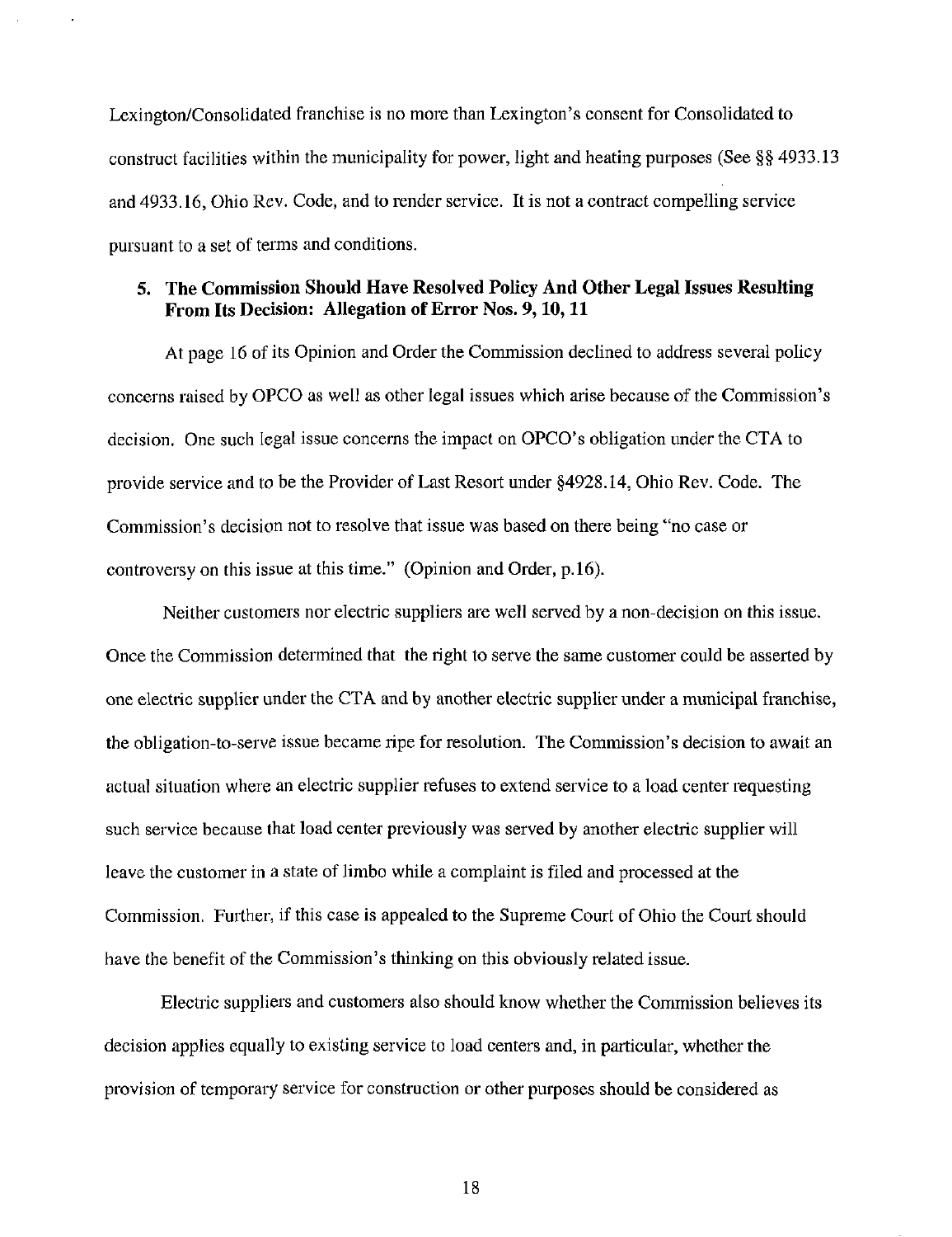Lexington/Consolidated franchise is no more than Lexington's consent for Consolidated to construct facilities within the municipality for power, light and heating purposes (See §§ 4933.13 and 4933.16, Ohio Rev. Code, and to render service. It is not a contract compelling service pursuant to a set of terms and conditions.

### 5. The Commission Should Have Resolved Policy And Other Legal Issues Resulting From Its Decision: Allegation of Error Nos. 9, 10, 11

At page 16 of its Opinion and Order the Commission declined to address several policy concerns raised by OPCO as well as other legal issues which arise because of the Commission's decision. One such legal issue concerns the impact on OPCO's obligation under the CTA to provide service and to be the Provider of Last Resort under §4928.14, Ohio Rev. Code. The Commission's decision not to resolve that issue was based on there being "no case or controversy on this issue at this time." (Opinion and Order, p.16).

Neither customers nor electric suppliers are well served by a non-decision on this issue. Once the Commission determined that the right to serve the same customer could be asserted by one electric supplier under the CTA and by another electric supplier under a municipal franchise, the obligation-to-serve issue became ripe for resolution. The Commission's decision to await an actual situation where an electric supplier refuses to extend service to a load center requesting such service because that load center previously was served by another electric supplier will leave the customer in a state of limbo while a complaint is filed and processed at the Commission. Further, if this case is appealed to the Supreme Court of Ohio the Court should have the benefit of the Commission's thinking on this obviously related issue.

Electric suppliers and customers also should know whether the Commission believes its decision applies equally to existing service to load centers and, in particular, whether the provision of temporary service for construction or other purposes should be considered as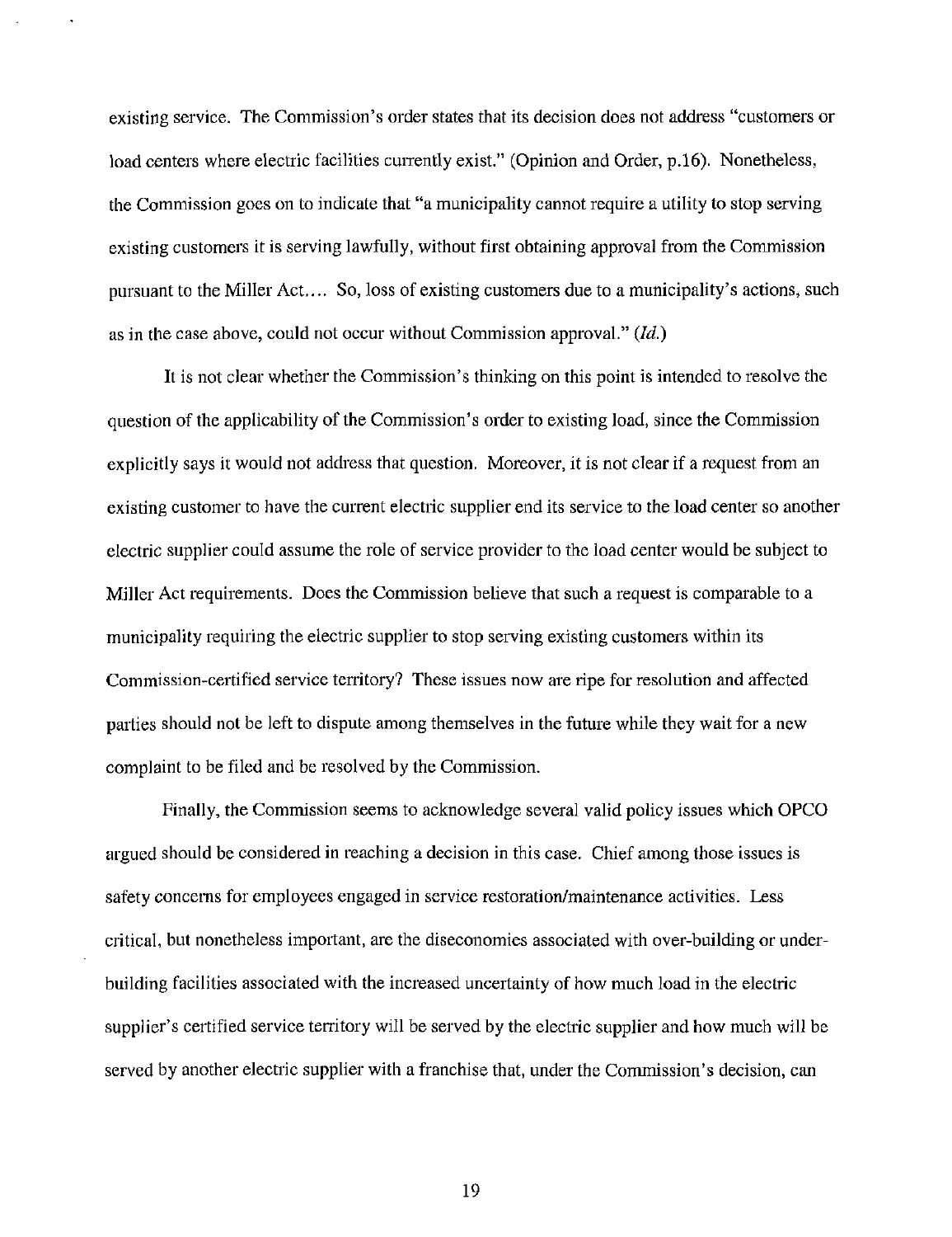existing service. The Commission's order states that its decision does not address "customers or load centers where electric facilities currently exist." (Opinion and Order, p.16). Nonetheless, the Commission goes on to indicate that "a municipality cannot require a utility to stop serving existing customers it is serving lawfully, without first obtaining approval from the Commission pursuant to the Miller Act.... So, loss of existing customers due to a municipality's actions, such as in the case above, could not occur without Commission approval." (*Id.*)

It is not clear whether the Commission's thinking on this point is intended to resolve the question of the applicability of the Commission's order to existing load, since the Commission explicitly says it would not address that question. Moreover, it is not clear if a request from an existing customer to have the current electric supplier end its service to the load center so another electric supplier could assume the role of service provider to the load center would be subject to Miller Act requirements. Does the Commission believe that such a request is comparable to a municipality requiring the electric supplier to stop serving existing customers within its Commission-certified service territory? These issues now are ripe for resolution and affected parties should not be left to dispute among themselves in the future while they wait for a new complaint to be filed and be resolved by the Commission.

Finally, the Commission seems to acknowledge several valid policy issues which OPCO argued should be considered in reaching a decision in this case. Chief among those issues is safety concerns for employees engaged in service restoration/maintenance activities. Less critical, but nonetheless important, are the diseconomies associated with over-building or under-building facilities associated with the increased uncertainty of how much load in the electric supplier's certified service territory will be served by the electric supplier and how much will be served by another electric supplier with a franchise that, under the Commission's decision, can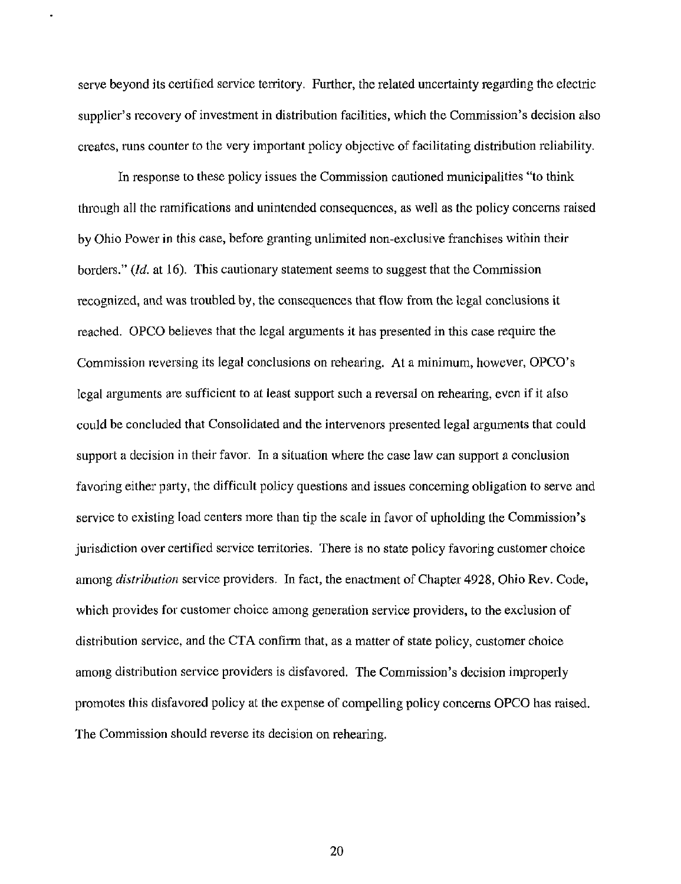serve beyond its certified service territory. Further, the related uncertainty regarding the electric supplier's recovery of investment in distribution facilities, which the Commission's decision also creates, runs counter to the very important policy objective of facilitating distribution reliability.

In response to these policy issues the Commission cautioned municipalities "to think through all the ramifications and unintended consequences, as well as the policy concerns raised by Ohio Power in this case, before granting unlimited non-exclusive franchises within their borders." (*Id.* at 16). This cautionary statement seems to suggest that the Commission recognized, and was troubled by, the consequences that flow from the legal conclusions it reached. OPCO believes that the legal arguments it has presented in this case require the Commission reversing its legal conclusions on rehearing. At a minimum, however, OPCO's legal arguments are sufficient to at least support such a reversal on rehearing, even if it also could be concluded that Consolidated and the intervenors presented legal arguments that could support a decision in their favor. In a situation where the case law can support a conclusion favoring either party, the difficult policy questions and issues concerning obligation to serve and service to existing load centers more than tip the scale in favor of upholding the Commission's jurisdiction over certified service territories. There is no state policy favoring customer choice among *distribution* service providers. In fact, the enactment of Chapter 4928, Ohio Rev. Code, which provides for customer choice among generation service providers, to the exclusion of distribution service, and the CTA confirm that, as a matter of state policy, customer choice among distribution service providers is disfavored. The Commission's decision improperly promotes this disfavored policy at the expense of compelling policy concerns OPCO has raised. The Commission should reverse its decision on rehearing.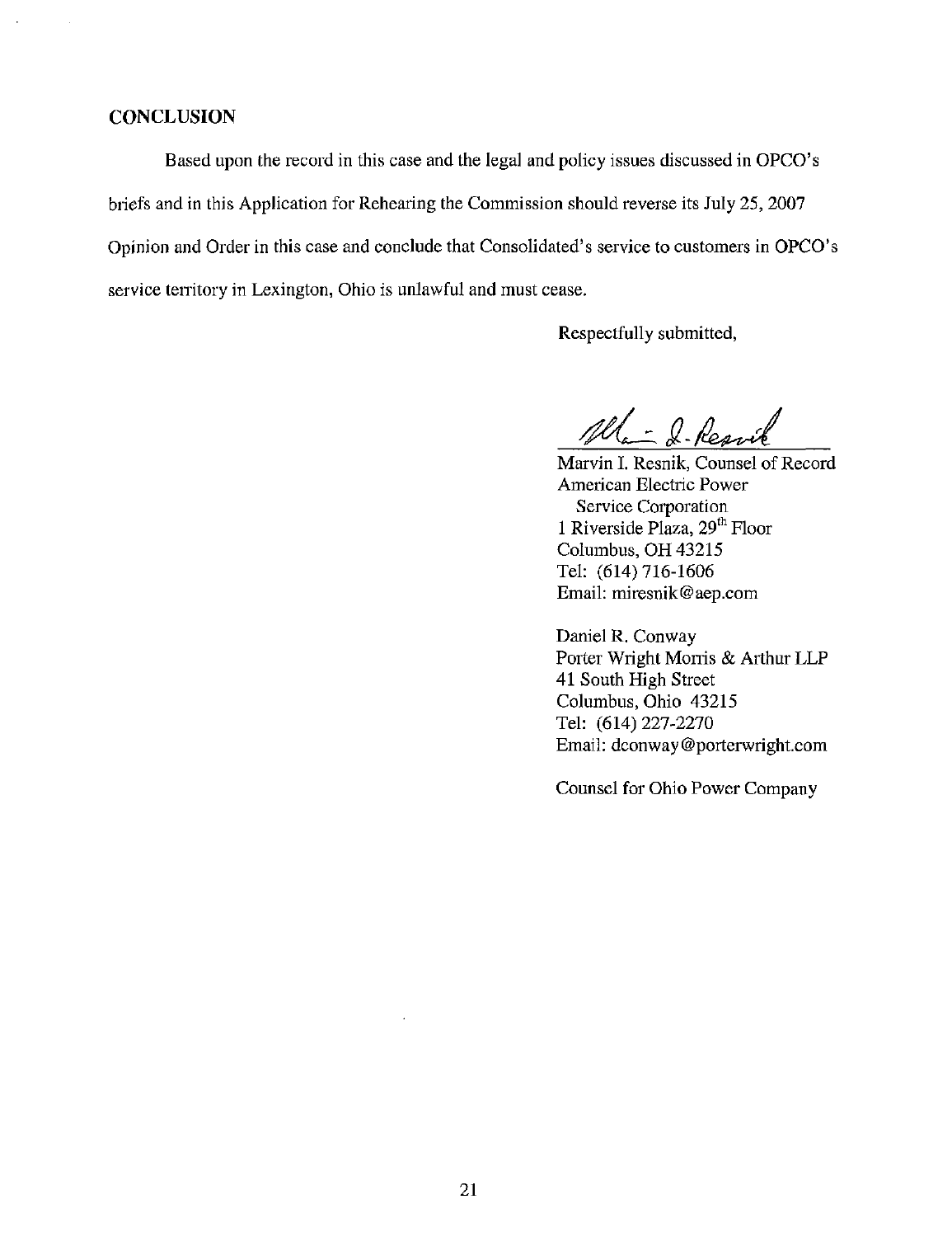## CONCLUSION

Based upon the record in this case and the legal and policy issues discussed in OPCO's briefs and in this Application for Rehearing the Commission should reverse its July 25, 2007 Opinion and Order in this case and conclude that Consolidated's service to customers in OPCO's service territory in Lexington, Ohio is unlawful and must cease.

Respectfully submitted,

Marvin I. Resnik, Counsel of Record
American Electric Power
Service Corporation
1 Riverside Plaza, 29th Floor
Columbus, OH 43215
Tel: (614) 716-1606
Email: miresnik@aep.com

Daniel R. Conway
Porter Wright Morris & Arthur LLP
41 South High Street
Columbus, Ohio 43215
Tel: (614) 227-2270
Email: dconway@porterwright.com

Counsel for Ohio Power Company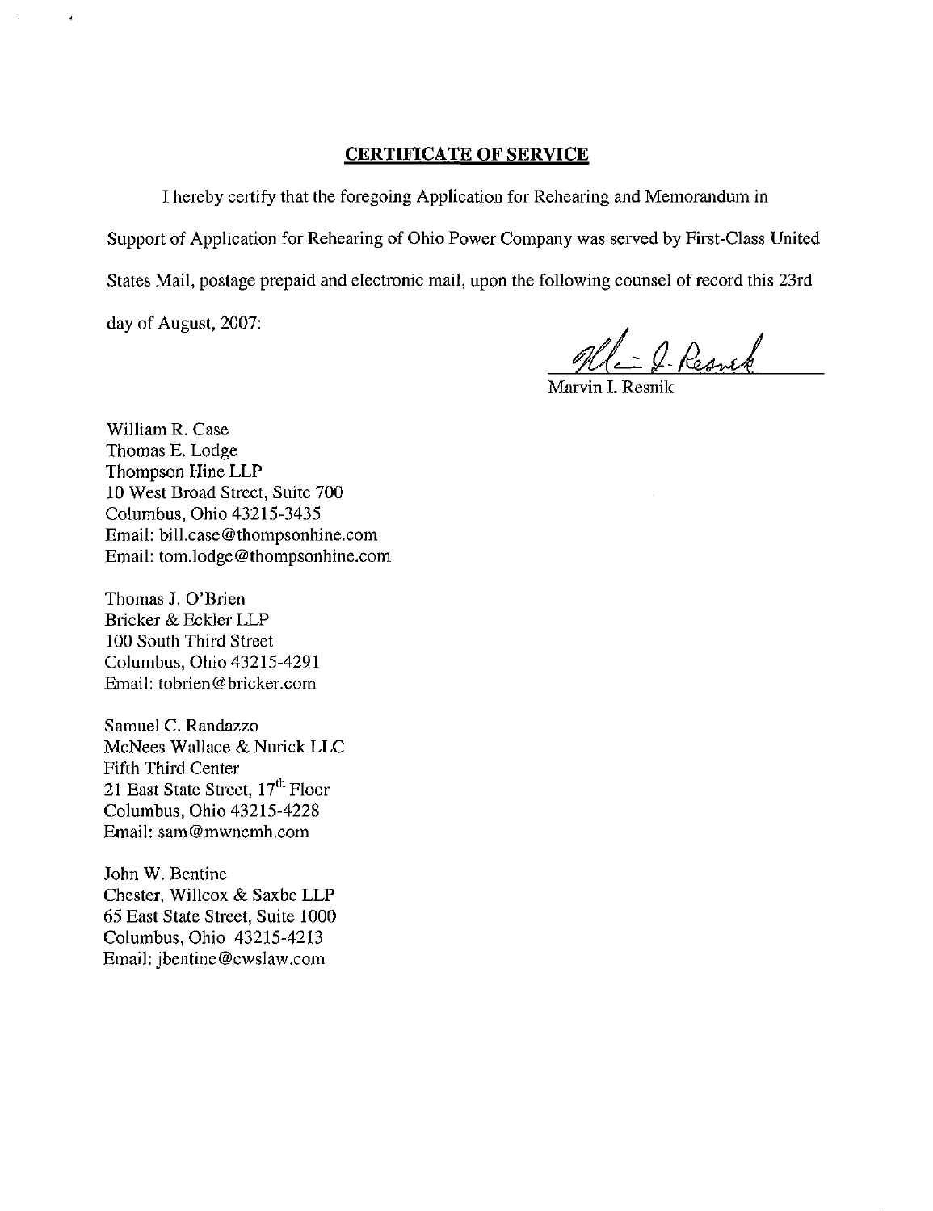## CERTIFICATE OF SERVICE

I hereby certify that the foregoing Application for Rehearing and Memorandum in Support of Application for Rehearing of Ohio Power Company was served by First-Class United States Mail, postage prepaid and electronic mail, upon the following counsel of record this 23rd day of August, 2007:

Marvin I. Resnik

William R. Case
Thomas E. Lodge
Thompson Hine LLP
10 West Broad Street, Suite 700
Columbus, Ohio 43215-3435
Email: bill.case@thompsonhine.com
Email: tom.lodge@thompsonhine.com

Thomas J. O'Brien
Bricker & Eckler LLP
100 South Third Street
Columbus, Ohio 43215-4291
Email: tobrien@bricker.com

Samuel C. Randazzo
McNees Wallace & Nurick LLC
Fifth Third Center
21 East State Street, 17th Floor
Columbus, Ohio 43215-4228
Email: sam@mwncmh.com

John W. Bentine
Chester, Willcox & Saxbe LLP
65 East State Street, Suite 1000
Columbus, Ohio 43215-4213
Email: jbentine@cwslaw.com